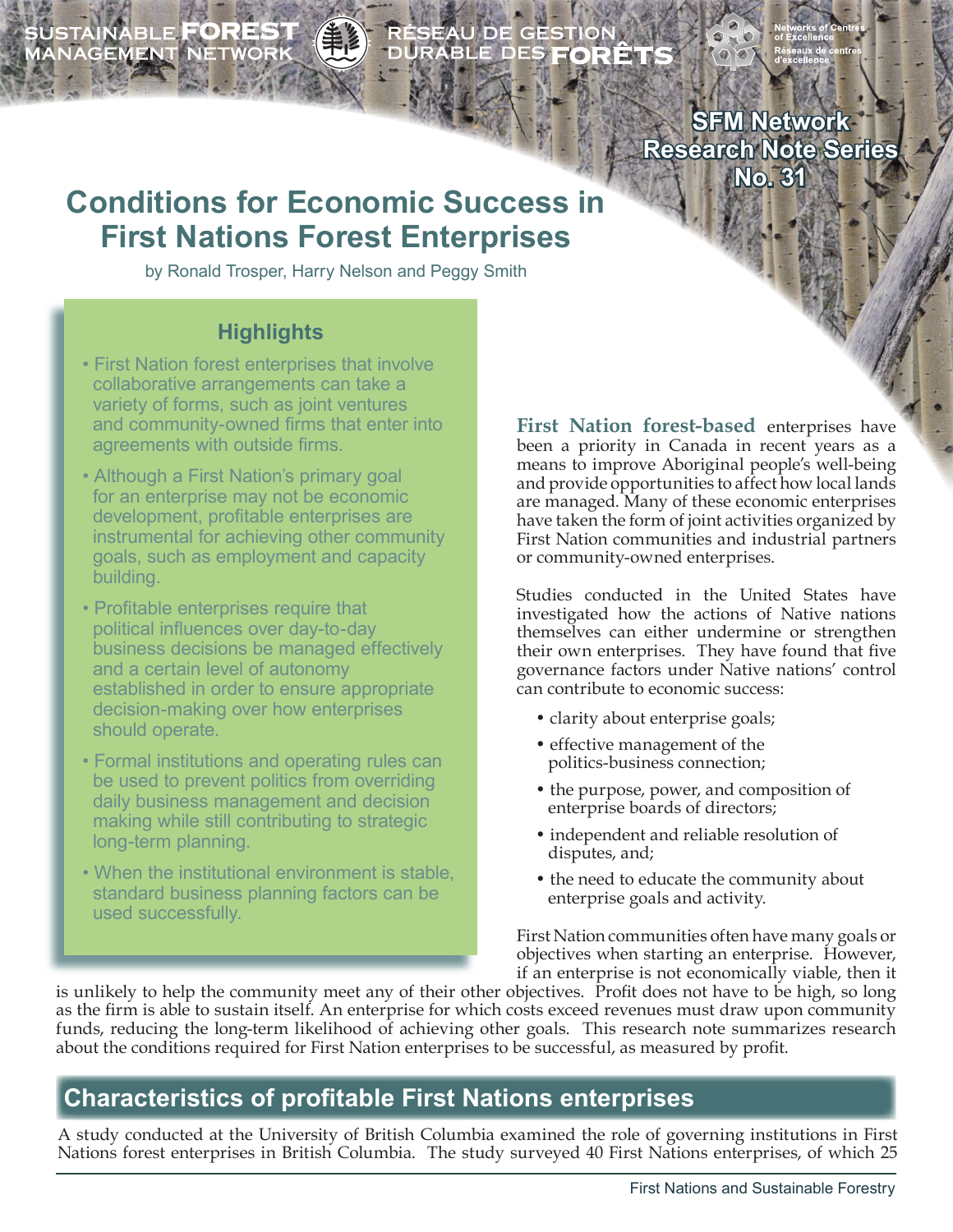SUSTAINABLE FOREST MANAGEMENT NETWORK

RÉSEAU DE GESTION DURABLE DES FORÊTS

Networks of Centres of Excellence
Réseaux de centres d'excellence

SFM Network Research Note Series No. 31

# Conditions for Economic Success in First Nations Forest Enterprises

by Ronald Trosper, Harry Nelson and Peggy Smith

## Highlights

- First Nation forest enterprises that involve collaborative arrangements can take a variety of forms, such as joint ventures and community-owned firms that enter into agreements with outside firms.
- Although a First Nation's primary goal for an enterprise may not be economic development, profitable enterprises are instrumental for achieving other community goals, such as employment and capacity building.
- Profitable enterprises require that political influences over day-to-day business decisions be managed effectively and a certain level of autonomy established in order to ensure appropriate decision-making over how enterprises should operate.
- Formal institutions and operating rules can be used to prevent politics from overriding daily business management and decision making while still contributing to strategic long-term planning.
- When the institutional environment is stable, standard business planning factors can be used successfully.

**First Nation forest-based** enterprises have been a priority in Canada in recent years as a means to improve Aboriginal people's well-being and provide opportunities to affect how local lands are managed. Many of these economic enterprises have taken the form of joint activities organized by First Nation communities and industrial partners or community-owned enterprises.

Studies conducted in the United States have investigated how the actions of Native nations themselves can either undermine or strengthen their own enterprises. They have found that five governance factors under Native nations' control can contribute to economic success:

- clarity about enterprise goals;
- effective management of the politics-business connection;
- the purpose, power, and composition of enterprise boards of directors;
- independent and reliable resolution of disputes, and;
- the need to educate the community about enterprise goals and activity.

First Nation communities often have many goals or objectives when starting an enterprise. However, if an enterprise is not economically viable, then it is unlikely to help the community meet any of their other objectives. Profit does not have to be high, so long as the firm is able to sustain itself. An enterprise for which costs exceed revenues must draw upon community funds, reducing the long-term likelihood of achieving other goals. This research note summarizes research about the conditions required for First Nation enterprises to be successful, as measured by profit.

## Characteristics of profitable First Nations enterprises

A study conducted at the University of British Columbia examined the role of governing institutions in First Nations forest enterprises in British Columbia. The study surveyed 40 First Nations enterprises, of which 25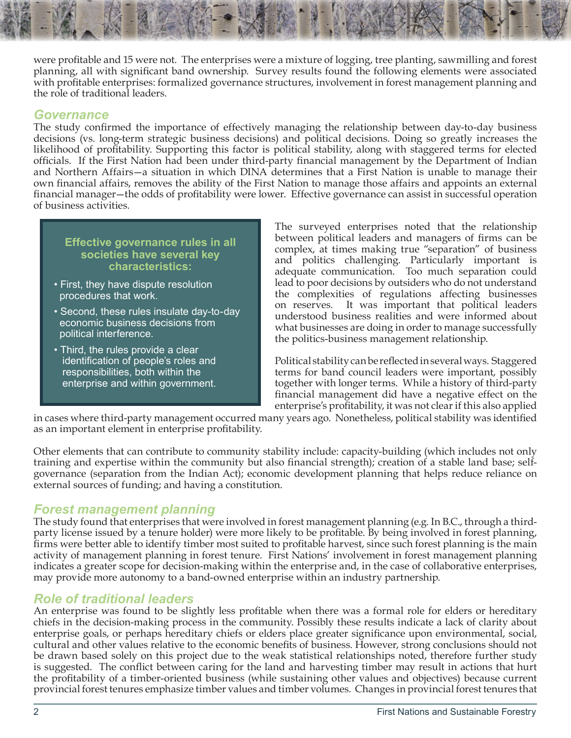were profitable and 15 were not. The enterprises were a mixture of logging, tree planting, sawmilling and forest planning, all with significant band ownership. Survey results found the following elements were associated with profitable enterprises: formalized governance structures, involvement in forest management planning and the role of traditional leaders.

## Governance

The study confirmed the importance of effectively managing the relationship between day-to-day business decisions (vs. long-term strategic business decisions) and political decisions. Doing so greatly increases the likelihood of profitability. Supporting this factor is political stability, along with staggered terms for elected officials. If the First Nation had been under third-party financial management by the Department of Indian and Northern Affairs—a situation in which DINA determines that a First Nation is unable to manage their own financial affairs, removes the ability of the First Nation to manage those affairs and appoints an external financial manager—the odds of profitability were lower. Effective governance can assist in successful operation of business activities.

> **Effective governance rules in all societies have several key characteristics:**
>
> - First, they have dispute resolution procedures that work.
> - Second, these rules insulate day-to-day economic business decisions from political interference.
> - Third, the rules provide a clear identification of people's roles and responsibilities, both within the enterprise and within government.

The surveyed enterprises noted that the relationship between political leaders and managers of firms can be complex, at times making true "separation" of business and politics challenging. Particularly important is adequate communication. Too much separation could lead to poor decisions by outsiders who do not understand the complexities of regulations affecting businesses on reserves. It was important that political leaders understood business realities and were informed about what businesses are doing in order to manage successfully the politics-business management relationship.

Political stability can be reflected in several ways. Staggered terms for band council leaders were important, possibly together with longer terms. While a history of third-party financial management did have a negative effect on the enterprise's profitability, it was not clear if this also applied in cases where third-party management occurred many years ago. Nonetheless, political stability was identified as an important element in enterprise profitability.

Other elements that can contribute to community stability include: capacity-building (which includes not only training and expertise within the community but also financial strength); creation of a stable land base; self-governance (separation from the Indian Act); economic development planning that helps reduce reliance on external sources of funding; and having a constitution.

## Forest management planning

The study found that enterprises that were involved in forest management planning (e.g. In B.C., through a third-party license issued by a tenure holder) were more likely to be profitable. By being involved in forest planning, firms were better able to identify timber most suited to profitable harvest, since such forest planning is the main activity of management planning in forest tenure. First Nations' involvement in forest management planning indicates a greater scope for decision-making within the enterprise and, in the case of collaborative enterprises, may provide more autonomy to a band-owned enterprise within an industry partnership.

## Role of traditional leaders

An enterprise was found to be slightly less profitable when there was a formal role for elders or hereditary chiefs in the decision-making process in the community. Possibly these results indicate a lack of clarity about enterprise goals, or perhaps hereditary chiefs or elders place greater significance upon environmental, social, cultural and other values relative to the economic benefits of business. However, strong conclusions should not be drawn based solely on this project due to the weak statistical relationships noted, therefore further study is suggested. The conflict between caring for the land and harvesting timber may result in actions that hurt the profitability of a timber-oriented business (while sustaining other values and objectives) because current provincial forest tenures emphasize timber values and timber volumes. Changes in provincial forest tenures that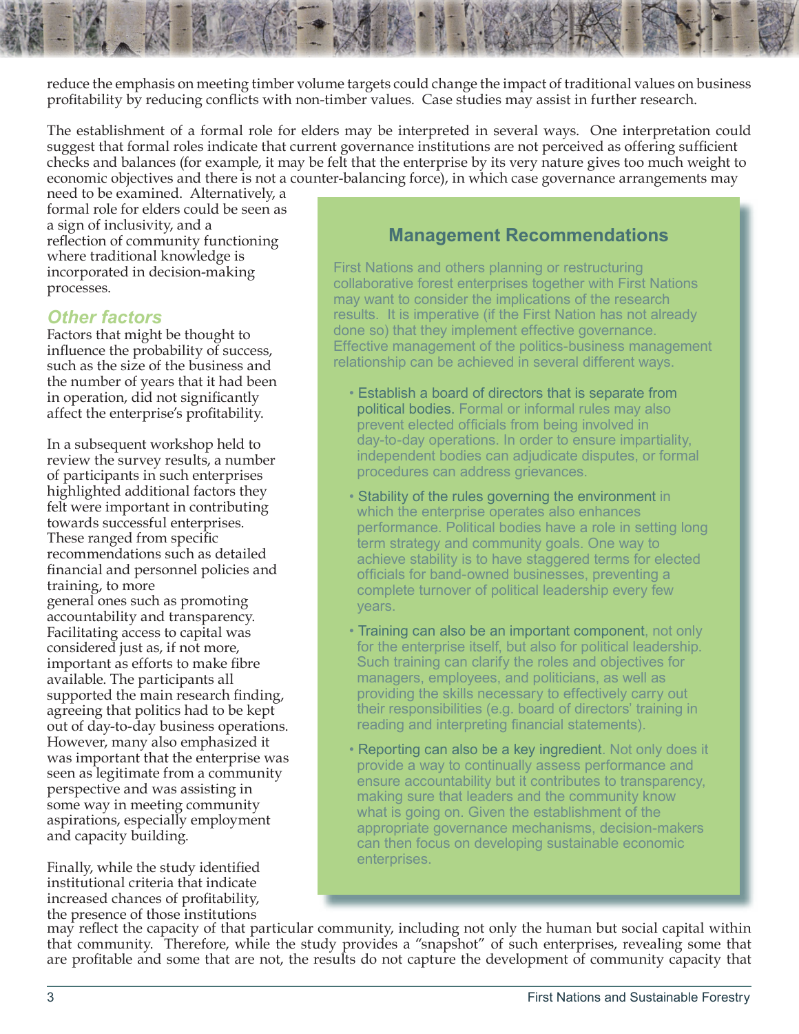reduce the emphasis on meeting timber volume targets could change the impact of traditional values on business profitability by reducing conflicts with non-timber values. Case studies may assist in further research.

The establishment of a formal role for elders may be interpreted in several ways. One interpretation could suggest that formal roles indicate that current governance institutions are not perceived as offering sufficient checks and balances (for example, it may be felt that the enterprise by its very nature gives too much weight to economic objectives and there is not a counter-balancing force), in which case governance arrangements may need to be examined. Alternatively, a formal role for elders could be seen as a sign of inclusivity, and a reflection of community functioning where traditional knowledge is incorporated in decision-making processes.

### *Other factors*

Factors that might be thought to influence the probability of success, such as the size of the business and the number of years that it had been in operation, did not significantly affect the enterprise's profitability.

In a subsequent workshop held to review the survey results, a number of participants in such enterprises highlighted additional factors they felt were important in contributing towards successful enterprises. These ranged from specific recommendations such as detailed financial and personnel policies and training, to more general ones such as promoting accountability and transparency. Facilitating access to capital was considered just as, if not more, important as efforts to make fibre available. The participants all supported the main research finding, agreeing that politics had to be kept out of day-to-day business operations. However, many also emphasized it was important that the enterprise was seen as legitimate from a community perspective and was assisting in some way in meeting community aspirations, especially employment and capacity building.

Finally, while the study identified institutional criteria that indicate increased chances of profitability, the presence of those institutions may reflect the capacity of that particular community, including not only the human but social capital within that community. Therefore, while the study provides a "snapshot" of such enterprises, revealing some that are profitable and some that are not, the results do not capture the development of community capacity that

## Management Recommendations

First Nations and others planning or restructuring collaborative forest enterprises together with First Nations may want to consider the implications of the research results. It is imperative (if the First Nation has not already done so) that they implement effective governance. Effective management of the politics-business management relationship can be achieved in several different ways.

- Establish a board of directors that is separate from political bodies. Formal or informal rules may also prevent elected officials from being involved in day-to-day operations. In order to ensure impartiality, independent bodies can adjudicate disputes, or formal procedures can address grievances.
- Stability of the rules governing the environment in which the enterprise operates also enhances performance. Political bodies have a role in setting long term strategy and community goals. One way to achieve stability is to have staggered terms for elected officials for band-owned businesses, preventing a complete turnover of political leadership every few years.
- Training can also be an important component, not only for the enterprise itself, but also for political leadership. Such training can clarify the roles and objectives for managers, employees, and politicians, as well as providing the skills necessary to effectively carry out their responsibilities (e.g. board of directors' training in reading and interpreting financial statements).
- Reporting can also be a key ingredient. Not only does it provide a way to continually assess performance and ensure accountability but it contributes to transparency, making sure that leaders and the community know what is going on. Given the establishment of the appropriate governance mechanisms, decision-makers can then focus on developing sustainable economic enterprises.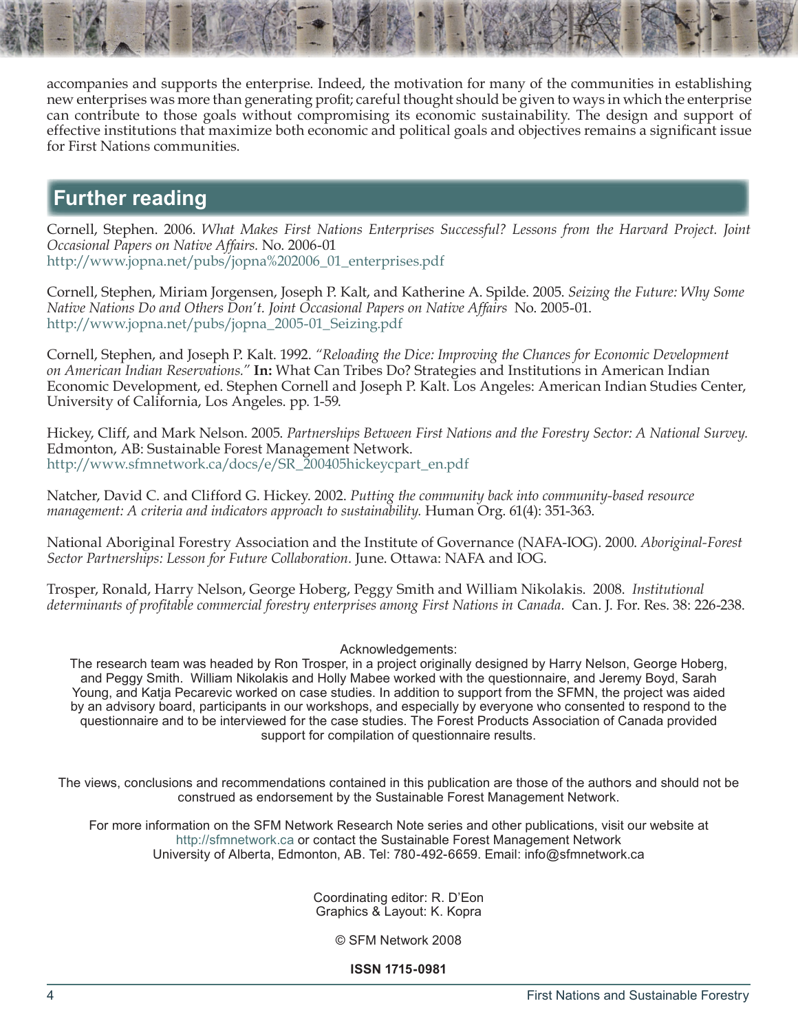accompanies and supports the enterprise. Indeed, the motivation for many of the communities in establishing new enterprises was more than generating profit; careful thought should be given to ways in which the enterprise can contribute to those goals without compromising its economic sustainability. The design and support of effective institutions that maximize both economic and political goals and objectives remains a significant issue for First Nations communities.

## Further reading

Cornell, Stephen. 2006. *What Makes First Nations Enterprises Successful? Lessons from the Harvard Project. Joint Occasional Papers on Native Affairs.* No. 2006-01
http://www.jopna.net/pubs/jopna%202006_01_enterprises.pdf

Cornell, Stephen, Miriam Jorgensen, Joseph P. Kalt, and Katherine A. Spilde. 2005. *Seizing the Future: Why Some Native Nations Do and Others Don't. Joint Occasional Papers on Native Affairs* No. 2005-01.
http://www.jopna.net/pubs/jopna_2005-01_Seizing.pdf

Cornell, Stephen, and Joseph P. Kalt. 1992. *"Reloading the Dice: Improving the Chances for Economic Development on American Indian Reservations."* **In:** What Can Tribes Do? Strategies and Institutions in American Indian Economic Development, ed. Stephen Cornell and Joseph P. Kalt. Los Angeles: American Indian Studies Center, University of California, Los Angeles. pp. 1-59.

Hickey, Cliff, and Mark Nelson. 2005. *Partnerships Between First Nations and the Forestry Sector: A National Survey.* Edmonton, AB: Sustainable Forest Management Network.
http://www.sfmnetwork.ca/docs/e/SR_200405hickeycpart_en.pdf

Natcher, David C. and Clifford G. Hickey. 2002. *Putting the community back into community-based resource management: A criteria and indicators approach to sustainability.* Human Org. 61(4): 351-363.

National Aboriginal Forestry Association and the Institute of Governance (NAFA-IOG). 2000. *Aboriginal-Forest Sector Partnerships: Lesson for Future Collaboration.* June. Ottawa: NAFA and IOG.

Trosper, Ronald, Harry Nelson, George Hoberg, Peggy Smith and William Nikolakis. 2008. *Institutional determinants of profitable commercial forestry enterprises among First Nations in Canada.* Can. J. For. Res. 38: 226-238.

Acknowledgements:
The research team was headed by Ron Trosper, in a project originally designed by Harry Nelson, George Hoberg, and Peggy Smith. William Nikolakis and Holly Mabee worked with the questionnaire, and Jeremy Boyd, Sarah Young, and Katja Pecarevic worked on case studies. In addition to support from the SFMN, the project was aided by an advisory board, participants in our workshops, and especially by everyone who consented to respond to the questionnaire and to be interviewed for the case studies. The Forest Products Association of Canada provided support for compilation of questionnaire results.

The views, conclusions and recommendations contained in this publication are those of the authors and should not be construed as endorsement by the Sustainable Forest Management Network.

For more information on the SFM Network Research Note series and other publications, visit our website at http://sfmnetwork.ca or contact the Sustainable Forest Management Network
University of Alberta, Edmonton, AB. Tel: 780-492-6659. Email: info@sfmnetwork.ca

Coordinating editor: R. D'Eon
Graphics & Layout: K. Kopra

© SFM Network 2008

**ISSN 1715-0981**